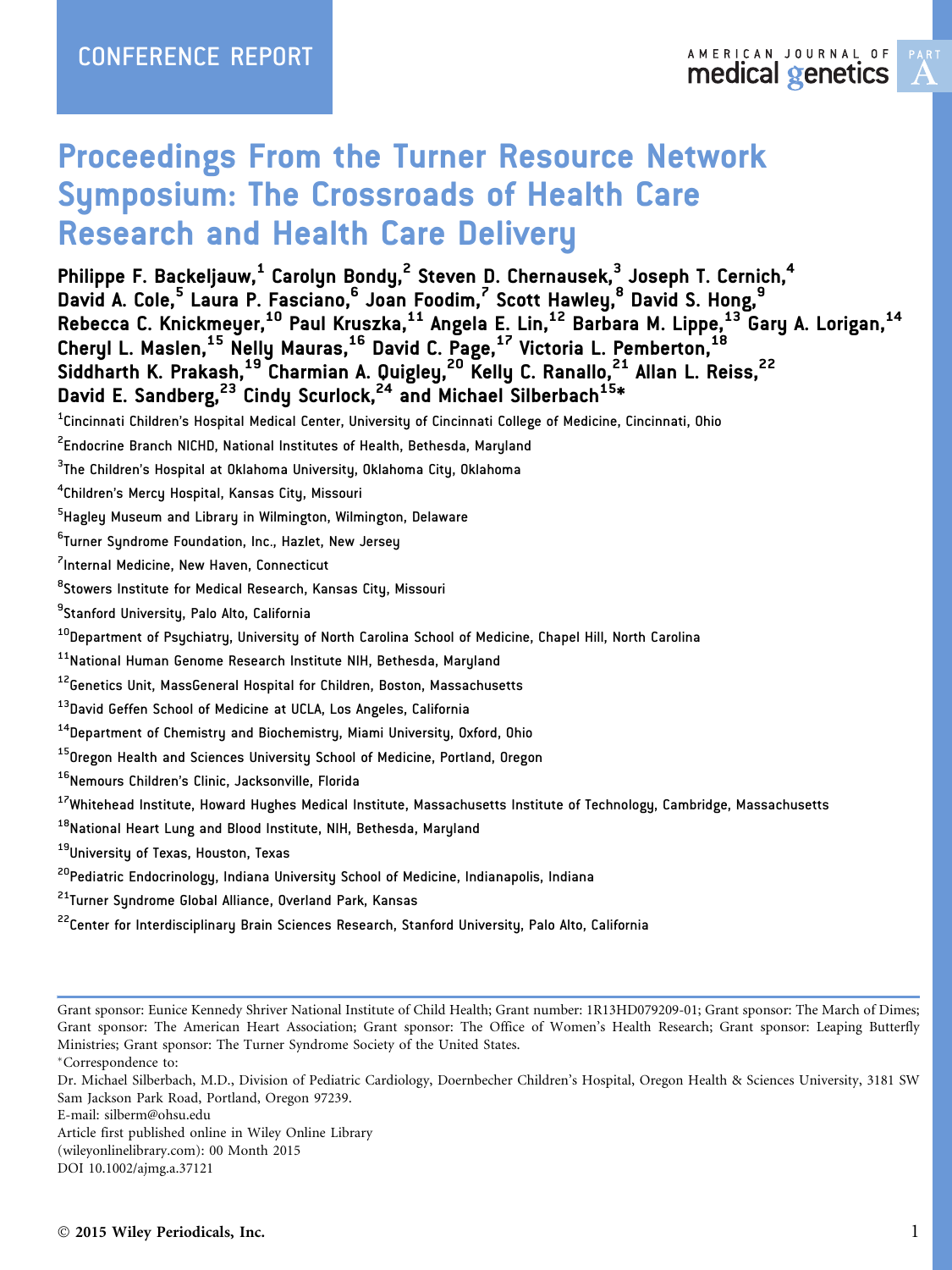CONFERENCE REPORT

# Proceedings From the Turner Resource Network Symposium: The Crossroads of Health Care Research and Health Care Delivery

**Philippe F. Backeljauw,[1] Carolyn Bondy,[2] Steven D. Chernausek,[3] Joseph T. Cernich,[4] David A. Cole,[5] Laura P. Fasciano,[6] Joan Foodim,[7] Scott Hawley,[8] David S. Hong,[9] Rebecca C. Knickmeyer,[10] Paul Kruszka,[11] Angela E. Lin,[12] Barbara M. Lippe,[13] Gary A. Lorigan,[14] Cheryl L. Maslen,[15] Nelly Mauras,[16] David C. Page,[17] Victoria L. Pemberton,[18] Siddharth K. Prakash,[19] Charmian A. Quigley,[20] Kelly C. Ranallo,[21] Allan L. Reiss,[22] David E. Sandberg,[23] Cindy Scurlock,[24] and Michael Silberbach[15]***

[1]Cincinnati Children's Hospital Medical Center, University of Cincinnati College of Medicine, Cincinnati, Ohio

[2]Endocrine Branch NICHD, National Institutes of Health, Bethesda, Maryland

[3]The Children's Hospital at Oklahoma University, Oklahoma City, Oklahoma

[4]Children's Mercy Hospital, Kansas City, Missouri

[5]Hagley Museum and Library in Wilmington, Wilmington, Delaware

[6]Turner Syndrome Foundation, Inc., Hazlet, New Jersey

[7]Internal Medicine, New Haven, Connecticut

[8]Stowers Institute for Medical Research, Kansas City, Missouri

[9]Stanford University, Palo Alto, California

[10]Department of Psychiatry, University of North Carolina School of Medicine, Chapel Hill, North Carolina

[11]National Human Genome Research Institute NIH, Bethesda, Maryland

[12]Genetics Unit, MassGeneral Hospital for Children, Boston, Massachusetts

[13]David Geffen School of Medicine at UCLA, Los Angeles, California

[14]Department of Chemistry and Biochemistry, Miami University, Oxford, Ohio

[15]Oregon Health and Sciences University School of Medicine, Portland, Oregon

[16]Nemours Children's Clinic, Jacksonville, Florida

[17]Whitehead Institute, Howard Hughes Medical Institute, Massachusetts Institute of Technology, Cambridge, Massachusetts

[18]National Heart Lung and Blood Institute, NIH, Bethesda, Maryland

[19]University of Texas, Houston, Texas

[20]Pediatric Endocrinology, Indiana University School of Medicine, Indianapolis, Indiana

[21]Turner Syndrome Global Alliance, Overland Park, Kansas

[22]Center for Interdisciplinary Brain Sciences Research, Stanford University, Palo Alto, California

---

Grant sponsor: Eunice Kennedy Shriver National Institute of Child Health; Grant number: 1R13HD079209-01; Grant sponsor: The March of Dimes; Grant sponsor: The American Heart Association; Grant sponsor: The Office of Women's Health Research; Grant sponsor: Leaping Butterfly Ministries; Grant sponsor: The Turner Syndrome Society of the United States.

*Correspondence to:
Dr. Michael Silberbach, M.D., Division of Pediatric Cardiology, Doernbecher Children's Hospital, Oregon Health & Sciences University, 3181 SW Sam Jackson Park Road, Portland, Oregon 97239.
E-mail: silberm@ohsu.edu

Article first published online in Wiley Online Library (wileyonlinelibrary.com): 00 Month 2015
DOI 10.1002/ajmg.a.37121

© 2015 Wiley Periodicals, Inc.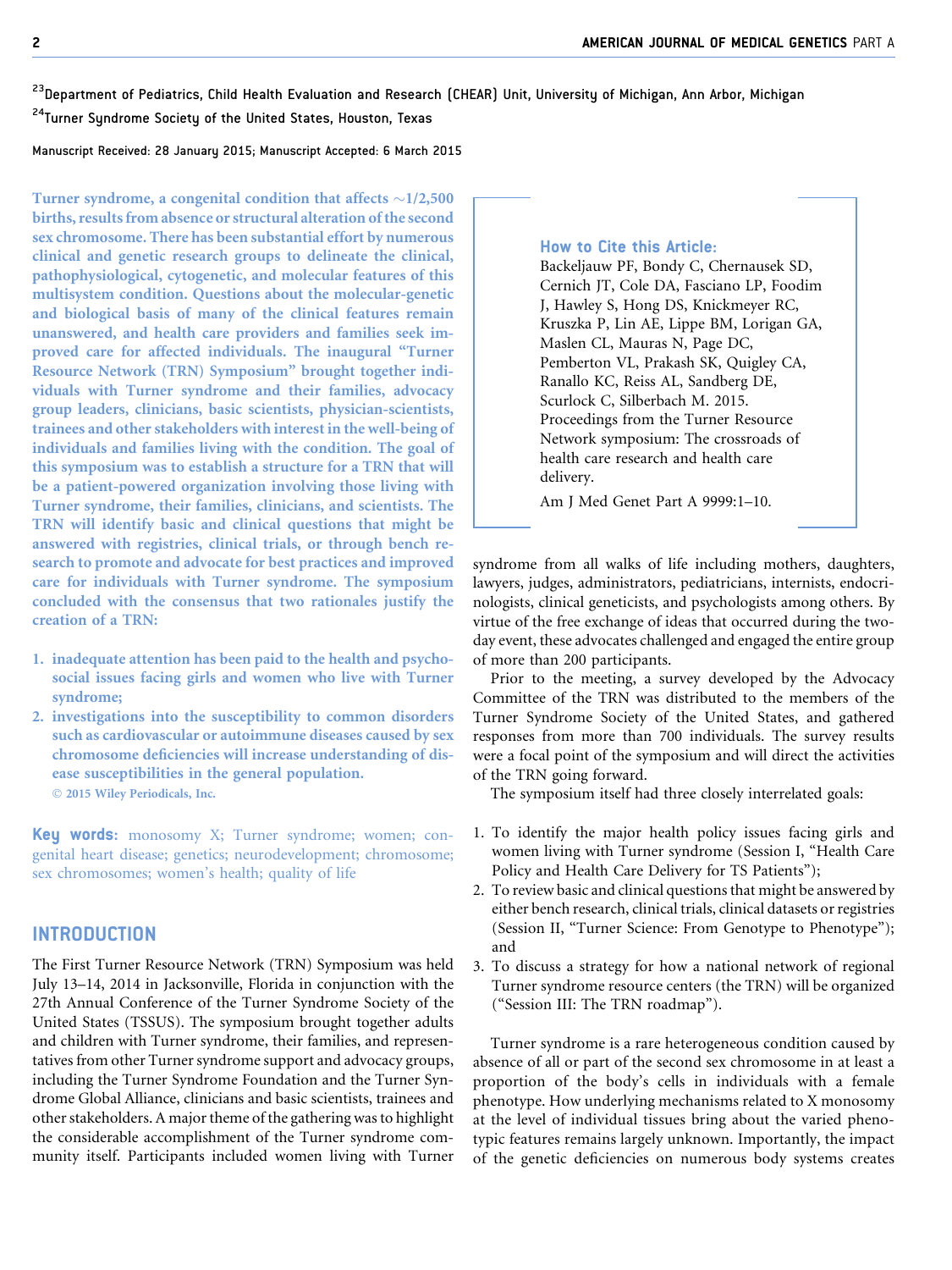[23]Department of Pediatrics, Child Health Evaluation and Research (CHEAR) Unit, University of Michigan, Ann Arbor, Michigan

[24]Turner Syndrome Society of the United States, Houston, Texas

Manuscript Received: 28 January 2015; Manuscript Accepted: 6 March 2015

Turner syndrome, a congenital condition that affects ~1/2,500 births, results from absence or structural alteration of the second sex chromosome. There has been substantial effort by numerous clinical and genetic research groups to delineate the clinical, pathophysiological, cytogenetic, and molecular features of this multisystem condition. Questions about the molecular-genetic and biological basis of many of the clinical features remain unanswered, and health care providers and families seek improved care for affected individuals. The inaugural "Turner Resource Network (TRN) Symposium" brought together individuals with Turner syndrome and their families, advocacy group leaders, clinicians, basic scientists, physician-scientists, trainees and other stakeholders with interest in the well-being of individuals and families living with the condition. The goal of this symposium was to establish a structure for a TRN that will be a patient-powered organization involving those living with Turner syndrome, their families, clinicians, and scientists. The TRN will identify basic and clinical questions that might be answered with registries, clinical trials, or through bench research to promote and advocate for best practices and improved care for individuals with Turner syndrome. The symposium concluded with the consensus that two rationales justify the creation of a TRN:

1. inadequate attention has been paid to the health and psychosocial issues facing girls and women who live with Turner syndrome;
2. investigations into the susceptibility to common disorders such as cardiovascular or autoimmune diseases caused by sex chromosome deficiencies will increase understanding of disease susceptibilities in the general population.

© 2015 Wiley Periodicals, Inc.

**Key words:** monosomy X; Turner syndrome; women; congenital heart disease; genetics; neurodevelopment; chromosome; sex chromosomes; women's health; quality of life

**How to Cite this Article:**
Backeljauw PF, Bondy C, Chernausek SD, Cernich JT, Cole DA, Fasciano LP, Foodim J, Hawley S, Hong DS, Knickmeyer RC, Kruszka P, Lin AE, Lippe BM, Lorigan GA, Maslen CL, Mauras N, Page DC, Pemberton VL, Prakash SK, Quigley CA, Ranallo KC, Reiss AL, Sandberg DE, Scurlock C, Silberbach M. 2015. Proceedings from the Turner Resource Network symposium: The crossroads of health care research and health care delivery.

Am J Med Genet Part A 9999:1–10.

## INTRODUCTION

The First Turner Resource Network (TRN) Symposium was held July 13–14, 2014 in Jacksonville, Florida in conjunction with the 27th Annual Conference of the Turner Syndrome Society of the United States (TSSUS). The symposium brought together adults and children with Turner syndrome, their families, and representatives from other Turner syndrome support and advocacy groups, including the Turner Syndrome Foundation and the Turner Syndrome Global Alliance, clinicians and basic scientists, trainees and other stakeholders. A major theme of the gathering was to highlight the considerable accomplishment of the Turner syndrome community itself. Participants included women living with Turner syndrome from all walks of life including mothers, daughters, lawyers, judges, administrators, pediatricians, internists, endocrinologists, clinical geneticists, and psychologists among others. By virtue of the free exchange of ideas that occurred during the two-day event, these advocates challenged and engaged the entire group of more than 200 participants.

Prior to the meeting, a survey developed by the Advocacy Committee of the TRN was distributed to the members of the Turner Syndrome Society of the United States, and gathered responses from more than 700 individuals. The survey results were a focal point of the symposium and will direct the activities of the TRN going forward.

The symposium itself had three closely interrelated goals:

1. To identify the major health policy issues facing girls and women living with Turner syndrome (Session I, "Health Care Policy and Health Care Delivery for TS Patients");
2. To review basic and clinical questions that might be answered by either bench research, clinical trials, clinical datasets or registries (Session II, "Turner Science: From Genotype to Phenotype"); and
3. To discuss a strategy for how a national network of regional Turner syndrome resource centers (the TRN) will be organized ("Session III: The TRN roadmap").

Turner syndrome is a rare heterogeneous condition caused by absence of all or part of the second sex chromosome in at least a proportion of the body's cells in individuals with a female phenotype. How underlying mechanisms related to X monosomy at the level of individual tissues bring about the varied phenotypic features remains largely unknown. Importantly, the impact of the genetic deficiencies on numerous body systems creates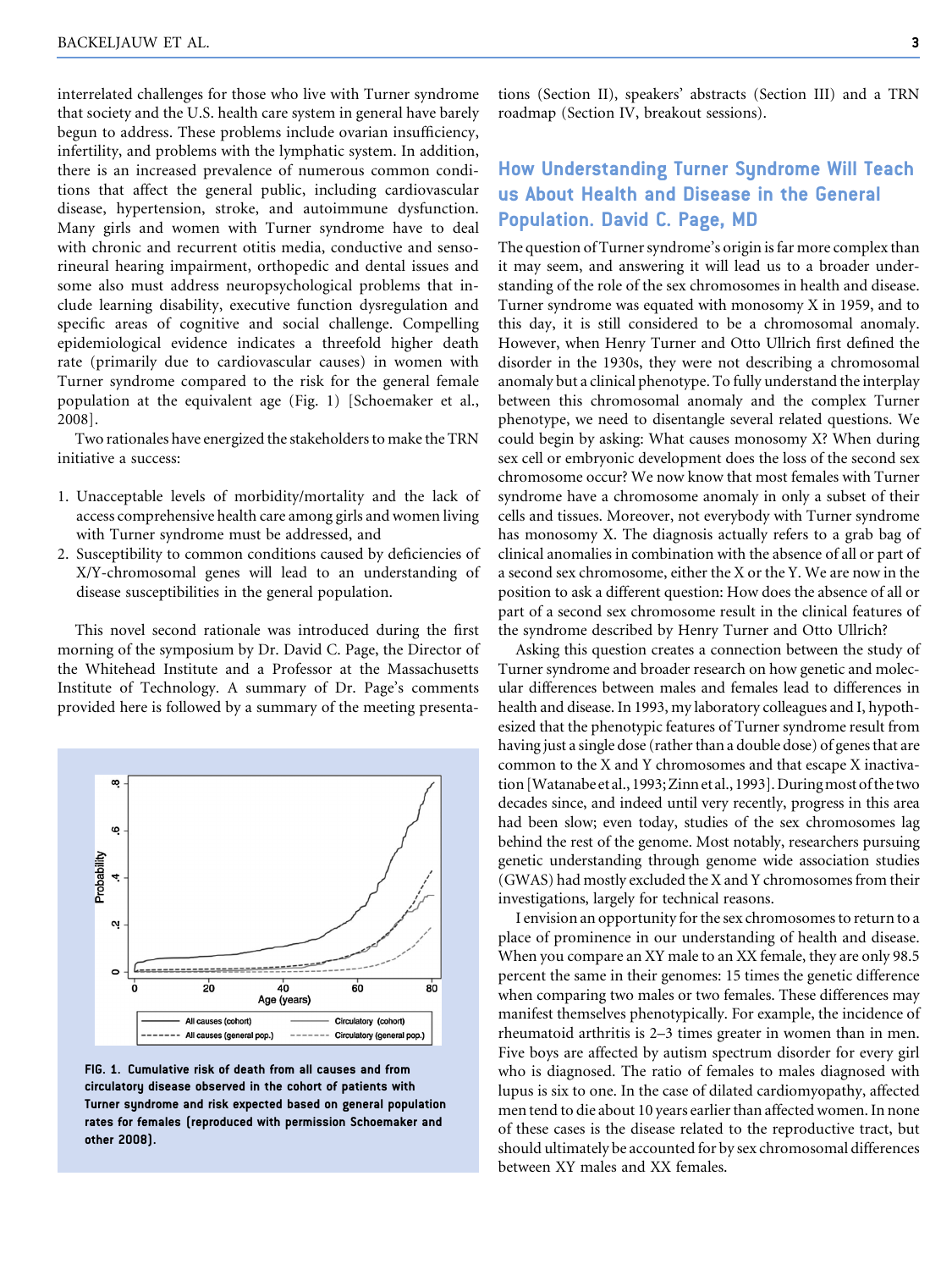interrelated challenges for those who live with Turner syndrome that society and the U.S. health care system in general have barely begun to address. These problems include ovarian insufficiency, infertility, and problems with the lymphatic system. In addition, there is an increased prevalence of numerous common conditions that affect the general public, including cardiovascular disease, hypertension, stroke, and autoimmune dysfunction. Many girls and women with Turner syndrome have to deal with chronic and recurrent otitis media, conductive and sensorineural hearing impairment, orthopedic and dental issues and some also must address neuropsychological problems that include learning disability, executive function dysregulation and specific areas of cognitive and social challenge. Compelling epidemiological evidence indicates a threefold higher death rate (primarily due to cardiovascular causes) in women with Turner syndrome compared to the risk for the general female population at the equivalent age (Fig. 1) [Schoemaker et al., 2008].

Two rationales have energized the stakeholders to make the TRN initiative a success:

1. Unacceptable levels of morbidity/mortality and the lack of access comprehensive health care among girls and women living with Turner syndrome must be addressed, and
2. Susceptibility to common conditions caused by deficiencies of X/Y-chromosomal genes will lead to an understanding of disease susceptibilities in the general population.

This novel second rationale was introduced during the first morning of the symposium by Dr. David C. Page, the Director of the Whitehead Institute and a Professor at the Massachusetts Institute of Technology. A summary of Dr. Page's comments provided here is followed by a summary of the meeting presentations (Section II), speakers' abstracts (Section III) and a TRN roadmap (Section IV, breakout sessions).

FIG. 1. Cumulative risk of death from all causes and from circulatory disease observed in the cohort of patients with Turner syndrome and risk expected based on general population rates for females (reproduced with permission Schoemaker and other 2008).

## How Understanding Turner Syndrome Will Teach us About Health and Disease in the General Population. David C. Page, MD

The question of Turner syndrome's origin is far more complex than it may seem, and answering it will lead us to a broader understanding of the role of the sex chromosomes in health and disease. Turner syndrome was equated with monosomy X in 1959, and to this day, it is still considered to be a chromosomal anomaly. However, when Henry Turner and Otto Ullrich first defined the disorder in the 1930s, they were not describing a chromosomal anomaly but a clinical phenotype. To fully understand the interplay between this chromosomal anomaly and the complex Turner phenotype, we need to disentangle several related questions. We could begin by asking: What causes monosomy X? When during sex cell or embryonic development does the loss of the second sex chromosome occur? We now know that most females with Turner syndrome have a chromosome anomaly in only a subset of their cells and tissues. Moreover, not everybody with Turner syndrome has monosomy X. The diagnosis actually refers to a grab bag of clinical anomalies in combination with the absence of all or part of a second sex chromosome, either the X or the Y. We are now in the position to ask a different question: How does the absence of all or part of a second sex chromosome result in the clinical features of the syndrome described by Henry Turner and Otto Ullrich?

Asking this question creates a connection between the study of Turner syndrome and broader research on how genetic and molecular differences between males and females lead to differences in health and disease. In 1993, my laboratory colleagues and I, hypothesized that the phenotypic features of Turner syndrome result from having just a single dose (rather than a double dose) of genes that are common to the X and Y chromosomes and that escape X inactivation [Watanabe et al., 1993; Zinn et al., 1993]. During most of the two decades since, and indeed until very recently, progress in this area had been slow; even today, studies of the sex chromosomes lag behind the rest of the genome. Most notably, researchers pursuing genetic understanding through genome wide association studies (GWAS) had mostly excluded the X and Y chromosomes from their investigations, largely for technical reasons.

I envision an opportunity for the sex chromosomes to return to a place of prominence in our understanding of health and disease. When you compare an XY male to an XX female, they are only 98.5 percent the same in their genomes: 15 times the genetic difference when comparing two males or two females. These differences may manifest themselves phenotypically. For example, the incidence of rheumatoid arthritis is 2–3 times greater in women than in men. Five boys are affected by autism spectrum disorder for every girl who is diagnosed. The ratio of females to males diagnosed with lupus is six to one. In the case of dilated cardiomyopathy, affected men tend to die about 10 years earlier than affected women. In none of these cases is the disease related to the reproductive tract, but should ultimately be accounted for by sex chromosomal differences between XY males and XX females.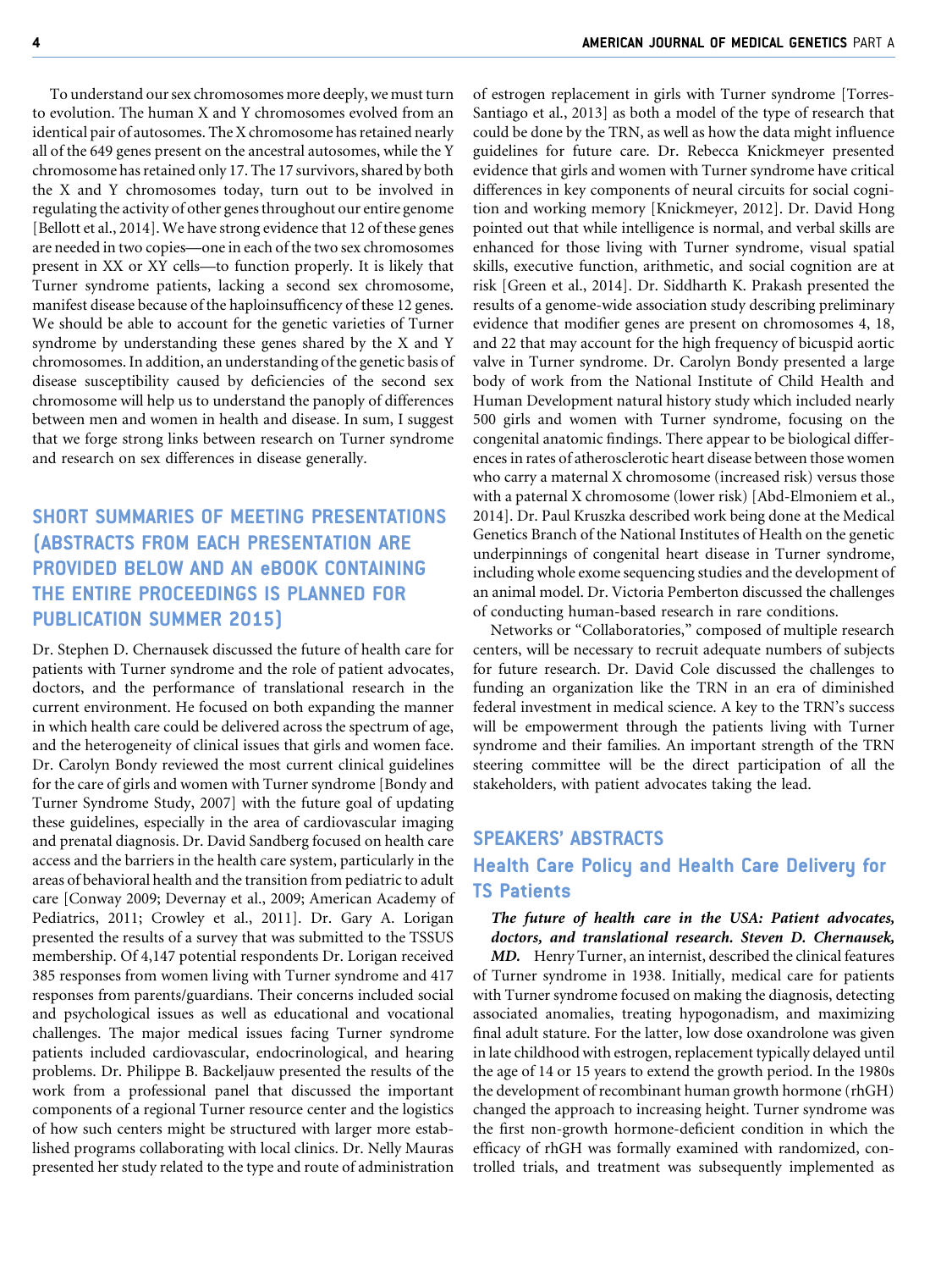To understand our sex chromosomes more deeply, we must turn to evolution. The human X and Y chromosomes evolved from an identical pair of autosomes. The X chromosome has retained nearly all of the 649 genes present on the ancestral autosomes, while the Y chromosome has retained only 17. The 17 survivors, shared by both the X and Y chromosomes today, turn out to be involved in regulating the activity of other genes throughout our entire genome [Bellott et al., 2014]. We have strong evidence that 12 of these genes are needed in two copies—one in each of the two sex chromosomes present in XX or XY cells—to function properly. It is likely that Turner syndrome patients, lacking a second sex chromosome, manifest disease because of the haploinsufficency of these 12 genes. We should be able to account for the genetic varieties of Turner syndrome by understanding these genes shared by the X and Y chromosomes. In addition, an understanding of the genetic basis of disease susceptibility caused by deficiencies of the second sex chromosome will help us to understand the panoply of differences between men and women in health and disease. In sum, I suggest that we forge strong links between research on Turner syndrome and research on sex differences in disease generally.

## SHORT SUMMARIES OF MEETING PRESENTATIONS (ABSTRACTS FROM EACH PRESENTATION ARE PROVIDED BELOW AND AN eBOOK CONTAINING THE ENTIRE PROCEEDINGS IS PLANNED FOR PUBLICATION SUMMER 2015)

Dr. Stephen D. Chernausek discussed the future of health care for patients with Turner syndrome and the role of patient advocates, doctors, and the performance of translational research in the current environment. He focused on both expanding the manner in which health care could be delivered across the spectrum of age, and the heterogeneity of clinical issues that girls and women face. Dr. Carolyn Bondy reviewed the most current clinical guidelines for the care of girls and women with Turner syndrome [Bondy and Turner Syndrome Study, 2007] with the future goal of updating these guidelines, especially in the area of cardiovascular imaging and prenatal diagnosis. Dr. David Sandberg focused on health care access and the barriers in the health care system, particularly in the areas of behavioral health and the transition from pediatric to adult care [Conway 2009; Devernay et al., 2009; American Academy of Pediatrics, 2011; Crowley et al., 2011]. Dr. Gary A. Lorigan presented the results of a survey that was submitted to the TSSUS membership. Of 4,147 potential respondents Dr. Lorigan received 385 responses from women living with Turner syndrome and 417 responses from parents/guardians. Their concerns included social and psychological issues as well as educational and vocational challenges. The major medical issues facing Turner syndrome patients included cardiovascular, endocrinological, and hearing problems. Dr. Philippe B. Backeljauw presented the results of the work from a professional panel that discussed the important components of a regional Turner resource center and the logistics of how such centers might be structured with larger more established programs collaborating with local clinics. Dr. Nelly Mauras presented her study related to the type and route of administration of estrogen replacement in girls with Turner syndrome [Torres-Santiago et al., 2013] as both a model of the type of research that could be done by the TRN, as well as how the data might influence guidelines for future care. Dr. Rebecca Knickmeyer presented evidence that girls and women with Turner syndrome have critical differences in key components of neural circuits for social cognition and working memory [Knickmeyer, 2012]. Dr. David Hong pointed out that while intelligence is normal, and verbal skills are enhanced for those living with Turner syndrome, visual spatial skills, executive function, arithmetic, and social cognition are at risk [Green et al., 2014]. Dr. Siddharth K. Prakash presented the results of a genome-wide association study describing preliminary evidence that modifier genes are present on chromosomes 4, 18, and 22 that may account for the high frequency of bicuspid aortic valve in Turner syndrome. Dr. Carolyn Bondy presented a large body of work from the National Institute of Child Health and Human Development natural history study which included nearly 500 girls and women with Turner syndrome, focusing on the congenital anatomic findings. There appear to be biological differences in rates of atherosclerotic heart disease between those women who carry a maternal X chromosome (increased risk) versus those with a paternal X chromosome (lower risk) [Abd-Elmoniem et al., 2014]. Dr. Paul Kruszka described work being done at the Medical Genetics Branch of the National Institutes of Health on the genetic underpinnings of congenital heart disease in Turner syndrome, including whole exome sequencing studies and the development of an animal model. Dr. Victoria Pemberton discussed the challenges of conducting human-based research in rare conditions.

Networks or "Collaboratories," composed of multiple research centers, will be necessary to recruit adequate numbers of subjects for future research. Dr. David Cole discussed the challenges to funding an organization like the TRN in an era of diminished federal investment in medical science. A key to the TRN's success will be empowerment through the patients living with Turner syndrome and their families. An important strength of the TRN steering committee will be the direct participation of all the stakeholders, with patient advocates taking the lead.

## SPEAKERS' ABSTRACTS

### Health Care Policy and Health Care Delivery for TS Patients

***The future of health care in the USA: Patient advocates, doctors, and translational research. Steven D. Chernausek, MD.*** Henry Turner, an internist, described the clinical features of Turner syndrome in 1938. Initially, medical care for patients with Turner syndrome focused on making the diagnosis, detecting associated anomalies, treating hypogonadism, and maximizing final adult stature. For the latter, low dose oxandrolone was given in late childhood with estrogen, replacement typically delayed until the age of 14 or 15 years to extend the growth period. In the 1980s the development of recombinant human growth hormone (rhGH) changed the approach to increasing height. Turner syndrome was the first non-growth hormone-deficient condition in which the efficacy of rhGH was formally examined with randomized, controlled trials, and treatment was subsequently implemented as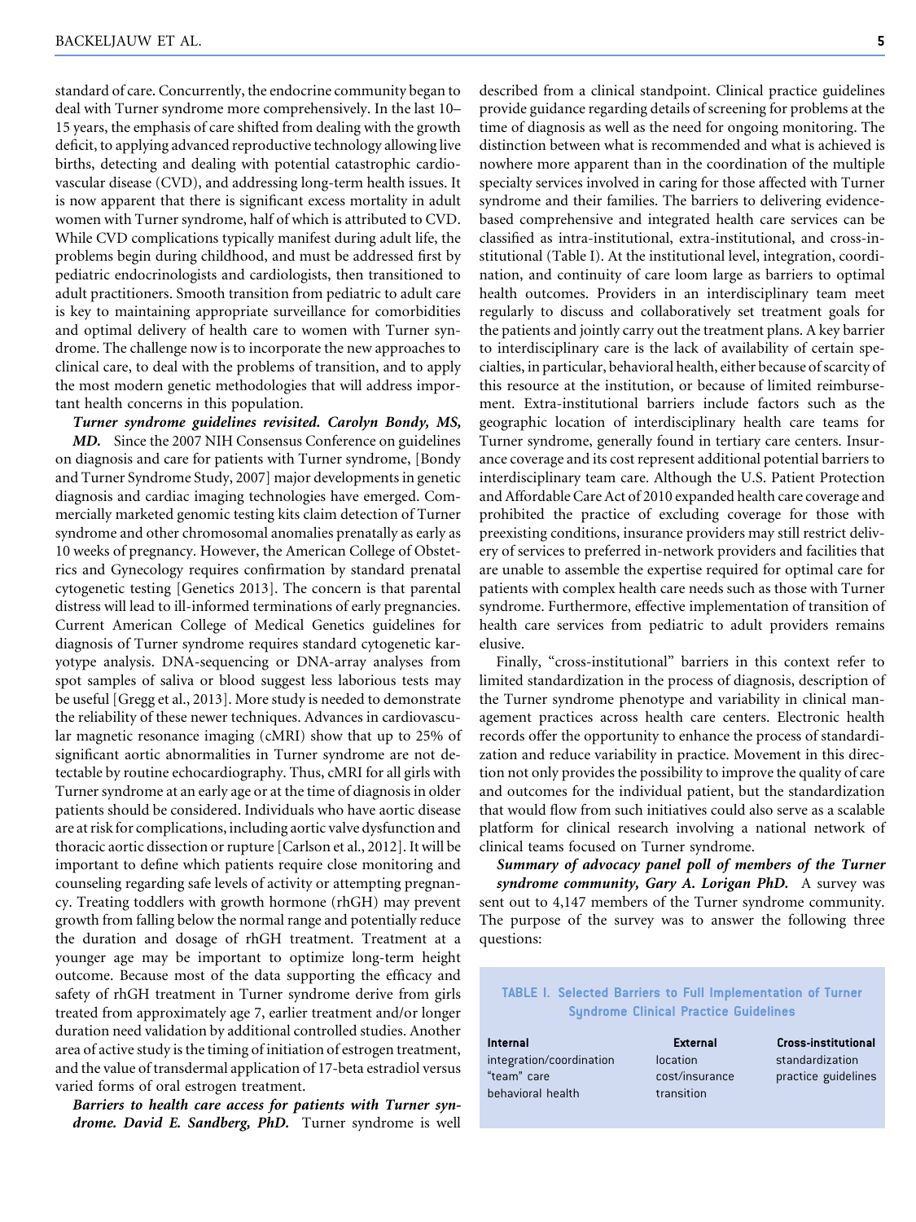standard of care. Concurrently, the endocrine community began to deal with Turner syndrome more comprehensively. In the last 10–15 years, the emphasis of care shifted from dealing with the growth deficit, to applying advanced reproductive technology allowing live births, detecting and dealing with potential catastrophic cardiovascular disease (CVD), and addressing long-term health issues. It is now apparent that there is significant excess mortality in adult women with Turner syndrome, half of which is attributed to CVD. While CVD complications typically manifest during adult life, the problems begin during childhood, and must be addressed first by pediatric endocrinologists and cardiologists, then transitioned to adult practitioners. Smooth transition from pediatric to adult care is key to maintaining appropriate surveillance for comorbidities and optimal delivery of health care to women with Turner syndrome. The challenge now is to incorporate the new approaches to clinical care, to deal with the problems of transition, and to apply the most modern genetic methodologies that will address important health concerns in this population.

***Turner syndrome guidelines revisited. Carolyn Bondy, MS, MD.*** Since the 2007 NIH Consensus Conference on guidelines on diagnosis and care for patients with Turner syndrome, [Bondy and Turner Syndrome Study, 2007] major developments in genetic diagnosis and cardiac imaging technologies have emerged. Commercially marketed genomic testing kits claim detection of Turner syndrome and other chromosomal anomalies prenatally as early as 10 weeks of pregnancy. However, the American College of Obstetrics and Gynecology requires confirmation by standard prenatal cytogenetic testing [Genetics 2013]. The concern is that parental distress will lead to ill-informed terminations of early pregnancies. Current American College of Medical Genetics guidelines for diagnosis of Turner syndrome requires standard cytogenetic karyotype analysis. DNA-sequencing or DNA-array analyses from spot samples of saliva or blood suggest less laborious tests may be useful [Gregg et al., 2013]. More study is needed to demonstrate the reliability of these newer techniques. Advances in cardiovascular magnetic resonance imaging (cMRI) show that up to 25% of significant aortic abnormalities in Turner syndrome are not detectable by routine echocardiography. Thus, cMRI for all girls with Turner syndrome at an early age or at the time of diagnosis in older patients should be considered. Individuals who have aortic disease are at risk for complications, including aortic valve dysfunction and thoracic aortic dissection or rupture [Carlson et al., 2012]. It will be important to define which patients require close monitoring and counseling regarding safe levels of activity or attempting pregnancy. Treating toddlers with growth hormone (rhGH) may prevent growth from falling below the normal range and potentially reduce the duration and dosage of rhGH treatment. Treatment at a younger age may be important to optimize long-term height outcome. Because most of the data supporting the efficacy and safety of rhGH treatment in Turner syndrome derive from girls treated from approximately age 7, earlier treatment and/or longer duration need validation by additional controlled studies. Another area of active study is the timing of initiation of estrogen treatment, and the value of transdermal application of 17-beta estradiol versus varied forms of oral estrogen treatment.

***Barriers to health care access for patients with Turner syndrome. David E. Sandberg, PhD.*** Turner syndrome is well described from a clinical standpoint. Clinical practice guidelines provide guidance regarding details of screening for problems at the time of diagnosis as well as the need for ongoing monitoring. The distinction between what is recommended and what is achieved is nowhere more apparent than in the coordination of the multiple specialty services involved in caring for those affected with Turner syndrome and their families. The barriers to delivering evidence-based comprehensive and integrated health care services can be classified as intra-institutional, extra-institutional, and cross-institutional (Table I). At the institutional level, integration, coordination, and continuity of care loom large as barriers to optimal health outcomes. Providers in an interdisciplinary team meet regularly to discuss and collaboratively set treatment goals for the patients and jointly carry out the treatment plans. A key barrier to interdisciplinary care is the lack of availability of certain specialties, in particular, behavioral health, either because of scarcity of this resource at the institution, or because of limited reimbursement. Extra-institutional barriers include factors such as the geographic location of interdisciplinary health care teams for Turner syndrome, generally found in tertiary care centers. Insurance coverage and its cost represent additional potential barriers to interdisciplinary team care. Although the U.S. Patient Protection and Affordable Care Act of 2010 expanded health care coverage and prohibited the practice of excluding coverage for those with preexisting conditions, insurance providers may still restrict delivery of services to preferred in-network providers and facilities that are unable to assemble the expertise required for optimal care for patients with complex health care needs such as those with Turner syndrome. Furthermore, effective implementation of transition of health care services from pediatric to adult providers remains elusive.

Finally, "cross-institutional" barriers in this context refer to limited standardization in the process of diagnosis, description of the Turner syndrome phenotype and variability in clinical management practices across health care centers. Electronic health records offer the opportunity to enhance the process of standardization and reduce variability in practice. Movement in this direction not only provides the possibility to improve the quality of care and outcomes for the individual patient, but the standardization that would flow from such initiatives could also serve as a scalable platform for clinical research involving a national network of clinical teams focused on Turner syndrome.

***Summary of advocacy panel poll of members of the Turner syndrome community, Gary A. Lorigan PhD.*** A survey was sent out to 4,147 members of the Turner syndrome community. The purpose of the survey was to answer the following three questions:

TABLE I. Selected Barriers to Full Implementation of Turner Syndrome Clinical Practice Guidelines

| Internal | External | Cross-institutional |
|---|---|---|
| integration/coordination | location | standardization |
| "team" care | cost/insurance | practice guidelines |
| behavioral health | transition | |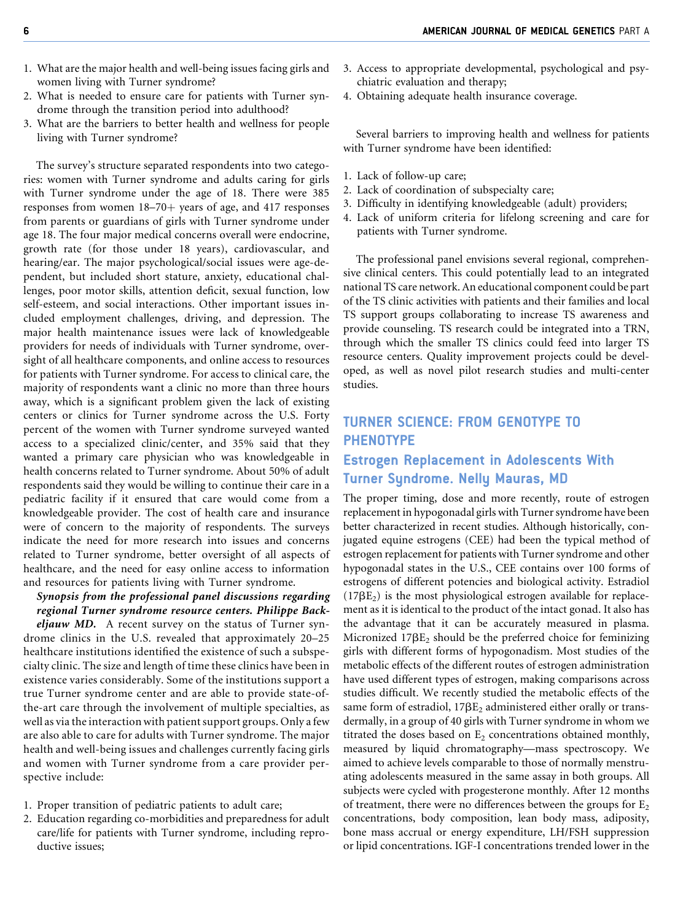1. What are the major health and well-being issues facing girls and women living with Turner syndrome?
2. What is needed to ensure care for patients with Turner syndrome through the transition period into adulthood?
3. What are the barriers to better health and wellness for people living with Turner syndrome?

The survey's structure separated respondents into two categories: women with Turner syndrome and adults caring for girls with Turner syndrome under the age of 18. There were 385 responses from women 18–70+ years of age, and 417 responses from parents or guardians of girls with Turner syndrome under age 18. The four major medical concerns overall were endocrine, growth rate (for those under 18 years), cardiovascular, and hearing/ear. The major psychological/social issues were age-dependent, but included short stature, anxiety, educational challenges, poor motor skills, attention deficit, sexual function, low self-esteem, and social interactions. Other important issues included employment challenges, driving, and depression. The major health maintenance issues were lack of knowledgeable providers for needs of individuals with Turner syndrome, oversight of all healthcare components, and online access to resources for patients with Turner syndrome. For access to clinical care, the majority of respondents want a clinic no more than three hours away, which is a significant problem given the lack of existing centers or clinics for Turner syndrome across the U.S. Forty percent of the women with Turner syndrome surveyed wanted access to a specialized clinic/center, and 35% said that they wanted a primary care physician who was knowledgeable in health concerns related to Turner syndrome. About 50% of adult respondents said they would be willing to continue their care in a pediatric facility if it ensured that care would come from a knowledgeable provider. The cost of health care and insurance were of concern to the majority of respondents. The surveys indicate the need for more research into issues and concerns related to Turner syndrome, better oversight of all aspects of healthcare, and the need for easy online access to information and resources for patients living with Turner syndrome.

***Synopsis from the professional panel discussions regarding regional Turner syndrome resource centers. Philippe Backeljauw MD.*** A recent survey on the status of Turner syndrome clinics in the U.S. revealed that approximately 20–25 healthcare institutions identified the existence of such a subspecialty clinic. The size and length of time these clinics have been in existence varies considerably. Some of the institutions support a true Turner syndrome center and are able to provide state-of-the-art care through the involvement of multiple specialties, as well as via the interaction with patient support groups. Only a few are also able to care for adults with Turner syndrome. The major health and well-being issues and challenges currently facing girls and women with Turner syndrome from a care provider perspective include:

1. Proper transition of pediatric patients to adult care;
2. Education regarding co-morbidities and preparedness for adult care/life for patients with Turner syndrome, including reproductive issues;
3. Access to appropriate developmental, psychological and psychiatric evaluation and therapy;
4. Obtaining adequate health insurance coverage.

Several barriers to improving health and wellness for patients with Turner syndrome have been identified:

1. Lack of follow-up care;
2. Lack of coordination of subspecialty care;
3. Difficulty in identifying knowledgeable (adult) providers;
4. Lack of uniform criteria for lifelong screening and care for patients with Turner syndrome.

The professional panel envisions several regional, comprehensive clinical centers. This could potentially lead to an integrated national TS care network. An educational component could be part of the TS clinic activities with patients and their families and local TS support groups collaborating to increase TS awareness and provide counseling. TS research could be integrated into a TRN, through which the smaller TS clinics could feed into larger TS resource centers. Quality improvement projects could be developed, as well as novel pilot research studies and multi-center studies.

## TURNER SCIENCE: FROM GENOTYPE TO PHENOTYPE

### Estrogen Replacement in Adolescents With Turner Syndrome. Nelly Mauras, MD

The proper timing, dose and more recently, route of estrogen replacement in hypogonadal girls with Turner syndrome have been better characterized in recent studies. Although historically, conjugated equine estrogens (CEE) had been the typical method of estrogen replacement for patients with Turner syndrome and other hypogonadal states in the U.S., CEE contains over 100 forms of estrogens of different potencies and biological activity. Estradiol ($17\beta E_2$) is the most physiological estrogen available for replacement as it is identical to the product of the intact gonad. It also has the advantage that it can be accurately measured in plasma. Micronized $17\beta E_2$ should be the preferred choice for feminizing girls with different forms of hypogonadism. Most studies of the metabolic effects of the different routes of estrogen administration have used different types of estrogen, making comparisons across studies difficult. We recently studied the metabolic effects of the same form of estradiol, $17\beta E_2$ administered either orally or transdermally, in a group of 40 girls with Turner syndrome in whom we titrated the doses based on $E_2$ concentrations obtained monthly, measured by liquid chromatography—mass spectroscopy. We aimed to achieve levels comparable to those of normally menstruating adolescents measured in the same assay in both groups. All subjects were cycled with progesterone monthly. After 12 months of treatment, there were no differences between the groups for $E_2$ concentrations, body composition, lean body mass, adiposity, bone mass accrual or energy expenditure, LH/FSH suppression or lipid concentrations. IGF-I concentrations trended lower in the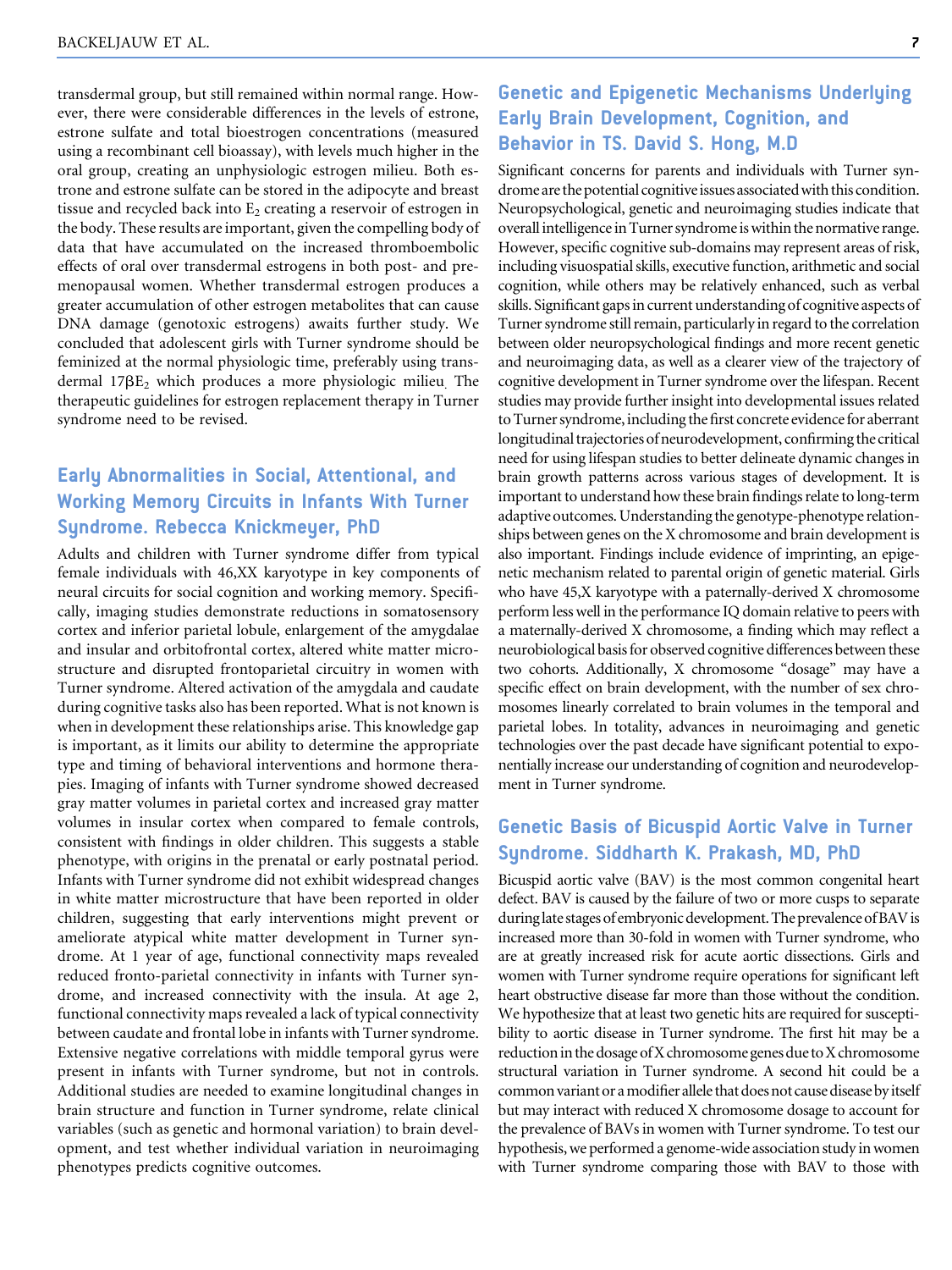transdermal group, but still remained within normal range. However, there were considerable differences in the levels of estrone, estrone sulfate and total bioestrogen concentrations (measured using a recombinant cell bioassay), with levels much higher in the oral group, creating an unphysiologic estrogen milieu. Both estrone and estrone sulfate can be stored in the adipocyte and breast tissue and recycled back into $E_2$ creating a reservoir of estrogen in the body. These results are important, given the compelling body of data that have accumulated on the increased thromboembolic effects of oral over transdermal estrogens in both post- and premenopausal women. Whether transdermal estrogen produces a greater accumulation of other estrogen metabolites that can cause DNA damage (genotoxic estrogens) awaits further study. We concluded that adolescent girls with Turner syndrome should be feminized at the normal physiologic time, preferably using transdermal $17\beta E_2$ which produces a more physiologic milieu. The therapeutic guidelines for estrogen replacement therapy in Turner syndrome need to be revised.

## Early Abnormalities in Social, Attentional, and Working Memory Circuits in Infants With Turner Syndrome. Rebecca Knickmeyer, PhD

Adults and children with Turner syndrome differ from typical female individuals with 46,XX karyotype in key components of neural circuits for social cognition and working memory. Specifically, imaging studies demonstrate reductions in somatosensory cortex and inferior parietal lobule, enlargement of the amygdalae and insular and orbitofrontal cortex, altered white matter microstructure and disrupted frontoparietal circuitry in women with Turner syndrome. Altered activation of the amygdala and caudate during cognitive tasks also has been reported. What is not known is when in development these relationships arise. This knowledge gap is important, as it limits our ability to determine the appropriate type and timing of behavioral interventions and hormone therapies. Imaging of infants with Turner syndrome showed decreased gray matter volumes in parietal cortex and increased gray matter volumes in insular cortex when compared to female controls, consistent with findings in older children. This suggests a stable phenotype, with origins in the prenatal or early postnatal period. Infants with Turner syndrome did not exhibit widespread changes in white matter microstructure that have been reported in older children, suggesting that early interventions might prevent or ameliorate atypical white matter development in Turner syndrome. At 1 year of age, functional connectivity maps revealed reduced fronto-parietal connectivity in infants with Turner syndrome, and increased connectivity with the insula. At age 2, functional connectivity maps revealed a lack of typical connectivity between caudate and frontal lobe in infants with Turner syndrome. Extensive negative correlations with middle temporal gyrus were present in infants with Turner syndrome, but not in controls. Additional studies are needed to examine longitudinal changes in brain structure and function in Turner syndrome, relate clinical variables (such as genetic and hormonal variation) to brain development, and test whether individual variation in neuroimaging phenotypes predicts cognitive outcomes.

## Genetic and Epigenetic Mechanisms Underlying Early Brain Development, Cognition, and Behavior in TS. David S. Hong, M.D

Significant concerns for parents and individuals with Turner syndrome are the potential cognitive issues associated with this condition. Neuropsychological, genetic and neuroimaging studies indicate that overall intelligence in Turner syndrome is within the normative range. However, specific cognitive sub-domains may represent areas of risk, including visuospatial skills, executive function, arithmetic and social cognition, while others may be relatively enhanced, such as verbal skills. Significant gaps in current understanding of cognitive aspects of Turner syndrome still remain, particularly in regard to the correlation between older neuropsychological findings and more recent genetic and neuroimaging data, as well as a clearer view of the trajectory of cognitive development in Turner syndrome over the lifespan. Recent studies may provide further insight into developmental issues related to Turner syndrome, including the first concrete evidence for aberrant longitudinal trajectories of neurodevelopment, confirming the critical need for using lifespan studies to better delineate dynamic changes in brain growth patterns across various stages of development. It is important to understand how these brain findings relate to long-term adaptive outcomes. Understanding the genotype-phenotype relationships between genes on the X chromosome and brain development is also important. Findings include evidence of imprinting, an epigenetic mechanism related to parental origin of genetic material. Girls who have 45,X karyotype with a paternally-derived X chromosome perform less well in the performance IQ domain relative to peers with a maternally-derived X chromosome, a finding which may reflect a neurobiological basis for observed cognitive differences between these two cohorts. Additionally, X chromosome "dosage" may have a specific effect on brain development, with the number of sex chromosomes linearly correlated to brain volumes in the temporal and parietal lobes. In totality, advances in neuroimaging and genetic technologies over the past decade have significant potential to exponentially increase our understanding of cognition and neurodevelopment in Turner syndrome.

## Genetic Basis of Bicuspid Aortic Valve in Turner Syndrome. Siddharth K. Prakash, MD, PhD

Bicuspid aortic valve (BAV) is the most common congenital heart defect. BAV is caused by the failure of two or more cusps to separate during late stages of embryonic development. The prevalence of BAV is increased more than 30-fold in women with Turner syndrome, who are at greatly increased risk for acute aortic dissections. Girls and women with Turner syndrome require operations for significant left heart obstructive disease far more than those without the condition. We hypothesize that at least two genetic hits are required for susceptibility to aortic disease in Turner syndrome. The first hit may be a reduction in the dosage of X chromosome genes due to X chromosome structural variation in Turner syndrome. A second hit could be a common variant or a modifier allele that does not cause disease by itself but may interact with reduced X chromosome dosage to account for the prevalence of BAVs in women with Turner syndrome. To test our hypothesis, we performed a genome-wide association study in women with Turner syndrome comparing those with BAV to those with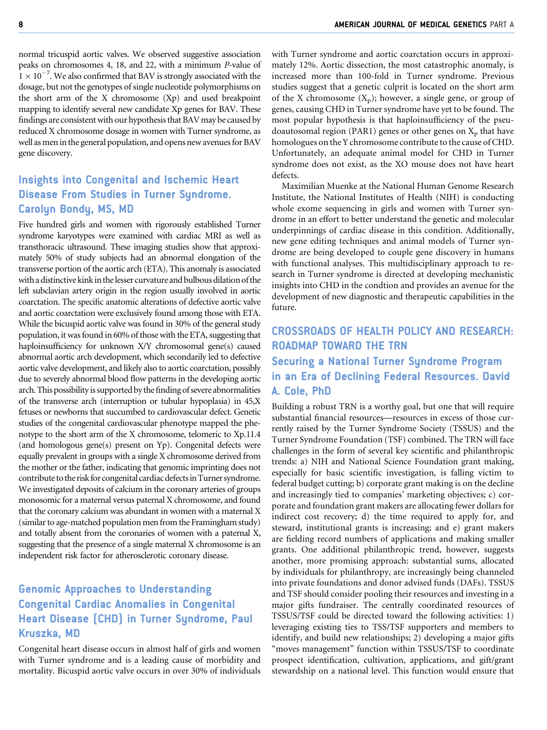normal tricuspid aortic valves. We observed suggestive association peaks on chromosomes 4, 18, and 22, with a minimum *P*-value of $1 \times 10^{-7}$. We also confirmed that BAV is strongly associated with the dosage, but not the genotypes of single nucleotide polymorphisms on the short arm of the X chromosome (Xp) and used breakpoint mapping to identify several new candidate Xp genes for BAV. These findings are consistent with our hypothesis that BAV may be caused by reduced X chromosome dosage in women with Turner syndrome, as well as men in the general population, and opens new avenues for BAV gene discovery.

### Insights into Congenital and Ischemic Heart Disease From Studies in Turner Syndrome. Carolyn Bondy, MS, MD

Five hundred girls and women with rigorously established Turner syndrome karyotypes were examined with cardiac MRI as well as transthoracic ultrasound. These imaging studies show that approximately 50% of study subjects had an abnormal elongation of the transverse portion of the aortic arch (ETA). This anomaly is associated with a distinctive kink in the lesser curvature and bulbous dilation of the left subclavian artery origin in the region usually involved in aortic coarctation. The specific anatomic alterations of defective aortic valve and aortic coarctation were exclusively found among those with ETA. While the bicuspid aortic valve was found in 30% of the general study population, it was found in 60% of those with the ETA, suggesting that haploinsufficiency for unknown X/Y chromosomal gene(s) caused abnormal aortic arch development, which secondarily led to defective aortic valve development, and likely also to aortic coarctation, possibly due to severely abnormal blood flow patterns in the developing aortic arch. This possibility is supported by the finding of severe abnormalities of the transverse arch (interruption or tubular hypoplasia) in 45,X fetuses or newborns that succumbed to cardiovascular defect. Genetic studies of the congenital cardiovascular phenotype mapped the phenotype to the short arm of the X chromosome, telomeric to Xp.11.4 (and homologous gene(s) present on Yp). Congenital defects were equally prevalent in groups with a single X chromosome derived from the mother or the father, indicating that genomic imprinting does not contribute to the risk for congenital cardiac defects in Turner syndrome. We investigated deposits of calcium in the coronary arteries of groups monosomic for a maternal versus paternal X chromosome, and found that the coronary calcium was abundant in women with a maternal X (similar to age-matched population men from the Framingham study) and totally absent from the coronaries of women with a paternal X, suggesting that the presence of a single maternal X chromosome is an independent risk factor for atherosclerotic coronary disease.

### Genomic Approaches to Understanding Congenital Cardiac Anomalies in Congenital Heart Disease (CHD) in Turner Syndrome, Paul Kruszka, MD

Congenital heart disease occurs in almost half of girls and women with Turner syndrome and is a leading cause of morbidity and mortality. Bicuspid aortic valve occurs in over 30% of individuals with Turner syndrome and aortic coarctation occurs in approximately 12%. Aortic dissection, the most catastrophic anomaly, is increased more than 100-fold in Turner syndrome. Previous studies suggest that a genetic culprit is located on the short arm of the X chromosome ($X_p$); however, a single gene, or group of genes, causing CHD in Turner syndrome have yet to be found. The most popular hypothesis is that haploinsufficiency of the pseudoautosomal region (PAR1) genes or other genes on $X_p$ that have homologues on the Y chromosome contribute to the cause of CHD. Unfortunately, an adequate animal model for CHD in Turner syndrome does not exist, as the XO mouse does not have heart defects.

Maximilian Muenke at the National Human Genome Research Institute, the National Institutes of Health (NIH) is conducting whole exome sequencing in girls and women with Turner syndrome in an effort to better understand the genetic and molecular underpinnings of cardiac disease in this condition. Additionally, new gene editing techniques and animal models of Turner syndrome are being developed to couple gene discovery in humans with functional analyses. This multidisciplinary approach to research in Turner syndrome is directed at developing mechanistic insights into CHD in the condtion and provides an avenue for the development of new diagnostic and therapeutic capabilities in the future.

## CROSSROADS OF HEALTH POLICY AND RESEARCH: ROADMAP TOWARD THE TRN

### Securing a National Turner Syndrome Program in an Era of Declining Federal Resources. David A. Cole, PhD

Building a robust TRN is a worthy goal, but one that will require substantial financial resources—resources in excess of those currently raised by the Turner Syndrome Society (TSSUS) and the Turner Syndrome Foundation (TSF) combined. The TRN will face challenges in the form of several key scientific and philanthropic trends: a) NIH and National Science Foundation grant making, especially for basic scientific investigation, is falling victim to federal budget cutting; b) corporate grant making is on the decline and increasingly tied to companies' marketing objectives; c) corporate and foundation grant makers are allocating fewer dollars for indirect cost recovery; d) the time required to apply for, and steward, institutional grants is increasing; and e) grant makers are fielding record numbers of applications and making smaller grants. One additional philanthropic trend, however, suggests another, more promising approach: substantial sums, allocated by individuals for philanthropy, are increasingly being channeled into private foundations and donor advised funds (DAFs). TSSUS and TSF should consider pooling their resources and investing in a major gifts fundraiser. The centrally coordinated resources of TSSUS/TSF could be directed toward the following activities: 1) leveraging existing ties to TSS/TSF supporters and members to identify, and build new relationships; 2) developing a major gifts "moves management" function within TSSUS/TSF to coordinate prospect identification, cultivation, applications, and gift/grant stewardship on a national level. This function would ensure that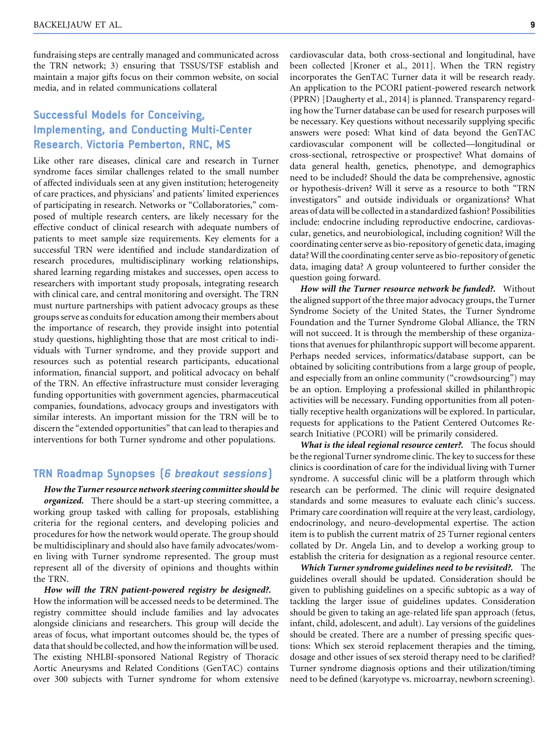fundraising steps are centrally managed and communicated across the TRN network; 3) ensuring that TSSUS/TSF establish and maintain a major gifts focus on their common website, on social media, and in related communications collateral

## Successful Models for Conceiving, Implementing, and Conducting Multi-Center Research. Victoria Pemberton, RNC, MS

Like other rare diseases, clinical care and research in Turner syndrome faces similar challenges related to the small number of affected individuals seen at any given institution; heterogeneity of care practices, and physicians' and patients' limited experiences of participating in research. Networks or "Collaboratories," composed of multiple research centers, are likely necessary for the effective conduct of clinical research with adequate numbers of patients to meet sample size requirements. Key elements for a successful TRN were identified and include standardization of research procedures, multidisciplinary working relationships, shared learning regarding mistakes and successes, open access to researchers with important study proposals, integrating research with clinical care, and central monitoring and oversight. The TRN must nurture partnerships with patient advocacy groups as these groups serve as conduits for education among their members about the importance of research, they provide insight into potential study questions, highlighting those that are most critical to individuals with Turner syndrome, and they provide support and resources such as potential research participants, educational information, financial support, and political advocacy on behalf of the TRN. An effective infrastructure must consider leveraging funding opportunities with government agencies, pharmaceutical companies, foundations, advocacy groups and investigators with similar interests. An important mission for the TRN will be to discern the "extended opportunities" that can lead to therapies and interventions for both Turner syndrome and other populations.

## TRN Roadmap Synopses (*6 breakout sessions*)

***How the Turner resource network steering committee should be organized.*** There should be a start-up steering committee, a working group tasked with calling for proposals, establishing criteria for the regional centers, and developing policies and procedures for how the network would operate. The group should be multidisciplinary and should also have family advocates/women living with Turner syndrome represented. The group must represent all of the diversity of opinions and thoughts within the TRN.

***How will the TRN patient-powered registry be designed?.*** How the information will be accessed needs to be determined. The registry committee should include families and lay advocates alongside clinicians and researchers. This group will decide the areas of focus, what important outcomes should be, the types of data that should be collected, and how the information will be used. The existing NHLBI-sponsored National Registry of Thoracic Aortic Aneurysms and Related Conditions (GenTAC) contains over 300 subjects with Turner syndrome for whom extensive cardiovascular data, both cross-sectional and longitudinal, have been collected [Kroner et al., 2011]. When the TRN registry incorporates the GenTAC Turner data it will be research ready. An application to the PCORI patient-powered research network (PPRN) [Daugherty et al., 2014] is planned. Transparency regarding how the Turner database can be used for research purposes will be necessary. Key questions without necessarily supplying specific answers were posed: What kind of data beyond the GenTAC cardiovascular component will be collected—longitudinal or cross-sectional, retrospective or prospective? What domains of data general health, genetics, phenotype, and demographics need to be included? Should the data be comprehensive, agnostic or hypothesis-driven? Will it serve as a resource to both "TRN investigators" and outside individuals or organizations? What areas of data will be collected in a standardized fashion? Possibilities include: endocrine including reproductive endocrine, cardiovascular, genetics, and neurobiological, including cognition? Will the coordinating center serve as bio-repository of genetic data, imaging data? Will the coordinating center serve as bio-repository of genetic data, imaging data? A group volunteered to further consider the question going forward.

***How will the Turner resource network be funded?.*** Without the aligned support of the three major advocacy groups, the Turner Syndrome Society of the United States, the Turner Syndrome Foundation and the Turner Syndrome Global Alliance, the TRN will not succeed. It is through the membership of these organizations that avenues for philanthropic support will become apparent. Perhaps needed services, informatics/database support, can be obtained by soliciting contributions from a large group of people, and especially from an online community ("crowdsourcing") may be an option. Employing a professional skilled in philanthropic activities will be necessary. Funding opportunities from all potentially receptive health organizations will be explored. In particular, requests for applications to the Patient Centered Outcomes Research Initiative (PCORI) will be primarily considered.

***What is the ideal regional resource center?.*** The focus should be the regional Turner syndrome clinic. The key to success for these clinics is coordination of care for the individual living with Turner syndrome. A successful clinic will be a platform through which research can be performed. The clinic will require designated standards and some measures to evaluate each clinic's success. Primary care coordination will require at the very least, cardiology, endocrinology, and neuro-developmental expertise. The action item is to publish the current matrix of 25 Turner regional centers collated by Dr. Angela Lin, and to develop a working group to establish the criteria for designation as a regional resource center.

***Which Turner syndrome guidelines need to be revisited?.*** The guidelines overall should be updated. Consideration should be given to publishing guidelines on a specific subtopic as a way of tackling the larger issue of guidelines updates. Consideration should be given to taking an age-related life span approach (fetus, infant, child, adolescent, and adult). Lay versions of the guidelines should be created. There are a number of pressing specific questions: Which sex steroid replacement therapies and the timing, dosage and other issues of sex steroid therapy need to be clarified? Turner syndrome diagnosis options and their utilization/timing need to be defined (karyotype vs. microarray, newborn screening).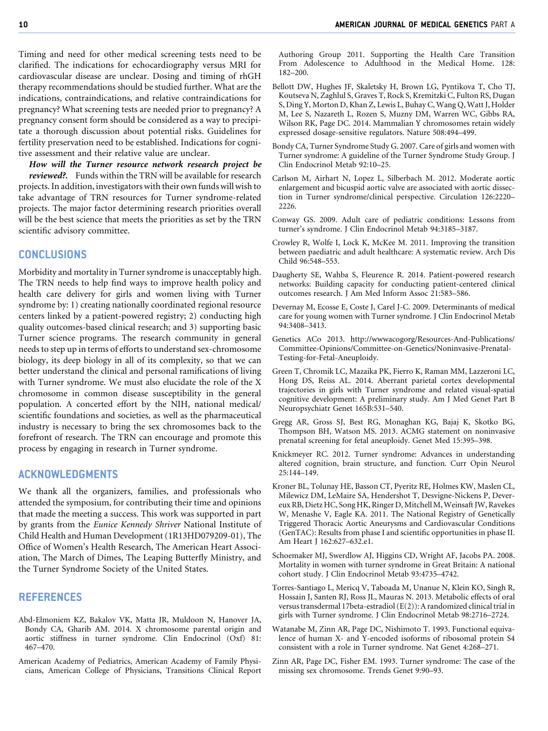Timing and need for other medical screening tests need to be clarified. The indications for echocardiography versus MRI for cardiovascular disease are unclear. Dosing and timing of rhGH therapy recommendations should be studied further. What are the indications, contraindications, and relative contraindications for pregnancy? What screening tests are needed prior to pregnancy? A pregnancy consent form should be considered as a way to precipitate a thorough discussion about potential risks. Guidelines for fertility preservation need to be established. Indications for cognitive assessment and their relative value are unclear.

***How will the Turner resource network research project be reviewed?.*** Funds within the TRN will be available for research projects. In addition, investigators with their own funds will wish to take advantage of TRN resources for Turner syndrome-related projects. The major factor determining research priorities overall will be the best science that meets the priorities as set by the TRN scientific advisory committee.

## CONCLUSIONS

Morbidity and mortality in Turner syndrome is unacceptably high. The TRN needs to help find ways to improve health policy and health care delivery for girls and women living with Turner syndrome by: 1) creating nationally coordinated regional resource centers linked by a patient-powered registry; 2) conducting high quality outcomes-based clinical research; and 3) supporting basic Turner science programs. The research community in general needs to step up in terms of efforts to understand sex-chromosome biology, its deep biology in all of its complexity, so that we can better understand the clinical and personal ramifications of living with Turner syndrome. We must also elucidate the role of the X chromosome in common disease susceptibility in the general population. A concerted effort by the NIH, national medical/scientific foundations and societies, as well as the pharmaceutical industry is necessary to bring the sex chromosomes back to the forefront of research. The TRN can encourage and promote this process by engaging in research in Turner syndrome.

## ACKNOWLEDGMENTS

We thank all the organizers, families, and professionals who attended the symposium, for contributing their time and opinions that made the meeting a success. This work was supported in part by grants from the *Eunice Kennedy Shriver* National Institute of Child Health and Human Development (1R13HD079209-01), The Office of Women's Health Research, The American Heart Association, The March of Dimes, The Leaping Butterfly Ministry, and the Turner Syndrome Society of the United States.

## REFERENCES

Abd-Elmoniem KZ, Bakalov VK, Matta JR, Muldoon N, Hanover JA, Bondy CA, Gharib AM. 2014. X chromosome parental origin and aortic stiffness in turner syndrome. Clin Endocrinol (Oxf) 81: 467–470.

American Academy of Pediatrics, American Academy of Family Physicians, American College of Physicians, Transitions Clinical Report Authoring Group 2011. Supporting the Health Care Transition From Adolescence to Adulthood in the Medical Home. 128: 182–200.

Bellott DW, Hughes JF, Skaletsky H, Brown LG, Pyntikova T, Cho TJ, Koutseva N, Zaghlul S, Graves T, Rock S, Kremitzki C, Fulton RS, Dugan S, Ding Y, Morton D, Khan Z, Lewis L, Buhay C, Wang Q, Watt J, Holder M, Lee S, Nazareth L, Rozen S, Muzny DM, Warren WC, Gibbs RA, Wilson RK, Page DC. 2014. Mammalian Y chromosomes retain widely expressed dosage-sensitive regulators. Nature 508:494–499.

Bondy CA, Turner Syndrome Study G. 2007. Care of girls and women with Turner syndrome: A guideline of the Turner Syndrome Study Group. J Clin Endocrinol Metab 92:10–25.

Carlson M, Airhart N, Lopez L, Silberbach M. 2012. Moderate aortic enlargement and bicuspid aortic valve are associated with aortic dissection in Turner syndrome/clinical perspective. Circulation 126:2220–2226.

Conway GS. 2009. Adult care of pediatric conditions: Lessons from turner's syndrome. J Clin Endocrinol Metab 94:3185–3187.

Crowley R, Wolfe I, Lock K, McKee M. 2011. Improving the transition between paediatric and adult healthcare: A systematic review. Arch Dis Child 96:548–553.

Daugherty SE, Wahba S, Fleurence R. 2014. Patient-powered research networks: Building capacity for conducting patient-centered clinical outcomes research. J Am Med Inform Assoc 21:583–586.

Devernay M, Ecosse E, Coste J, Carel J-C. 2009. Determinants of medical care for young women with Turner syndrome. J Clin Endocrinol Metab 94:3408–3413.

Genetics ACo 2013. http://wwwacogorg/Resources-And-Publications/Committee-Opinions/Committee-on-Genetics/Noninvasive-Prenatal-Testing-for-Fetal-Aneuploidy.

Green T, Chromik LC, Mazaika PK, Fierro K, Raman MM, Lazzeroni LC, Hong DS, Reiss AL. 2014. Aberrant parietal cortex developmental trajectories in girls with Turner syndrome and related visual-spatial cognitive development: A preliminary study. Am J Med Genet Part B Neuropsychiatr Genet 165B:531–540.

Gregg AR, Gross SJ, Best RG, Monaghan KG, Bajaj K, Skotko BG, Thompson BH, Watson MS. 2013. ACMG statement on noninvasive prenatal screening for fetal aneuploidy. Genet Med 15:395–398.

Knickmeyer RC. 2012. Turner syndrome: Advances in understanding altered cognition, brain structure, and function. Curr Opin Neurol 25:144–149.

Kroner BL, Tolunay HE, Basson CT, Pyeritz RE, Holmes KW, Maslen CL, Milewicz DM, LeMaire SA, Hendershot T, Desvigne-Nickens P, Devereux RB, Dietz HC, Song HK, Ringer D, Mitchell M, Weinsaft JW, Ravekes W, Menashe V, Eagle KA. 2011. The National Registry of Genetically Triggered Thoracic Aortic Aneurysms and Cardiovascular Conditions (GenTAC): Results from phase I and scientific opportunities in phase II. Am Heart J 162:627–632.e1.

Schoemaker MJ, Swerdlow AJ, Higgins CD, Wright AF, Jacobs PA. 2008. Mortality in women with turner syndrome in Great Britain: A national cohort study. J Clin Endocrinol Metab 93:4735–4742.

Torres-Santiago L, Mericq V, Taboada M, Unanue N, Klein KO, Singh R, Hossain J, Santen RJ, Ross JL, Mauras N. 2013. Metabolic effects of oral versus transdermal 17beta-estradiol (E(2)): A randomized clinical trial in girls with Turner syndrome. J Clin Endocrinol Metab 98:2716–2724.

Watanabe M, Zinn AR, Page DC, Nishimoto T. 1993. Functional equivalence of human X- and Y-encoded isoforms of ribosomal protein S4 consistent with a role in Turner syndrome. Nat Genet 4:268–271.

Zinn AR, Page DC, Fisher EM. 1993. Turner syndrome: The case of the missing sex chromosome. Trends Genet 9:90–93.